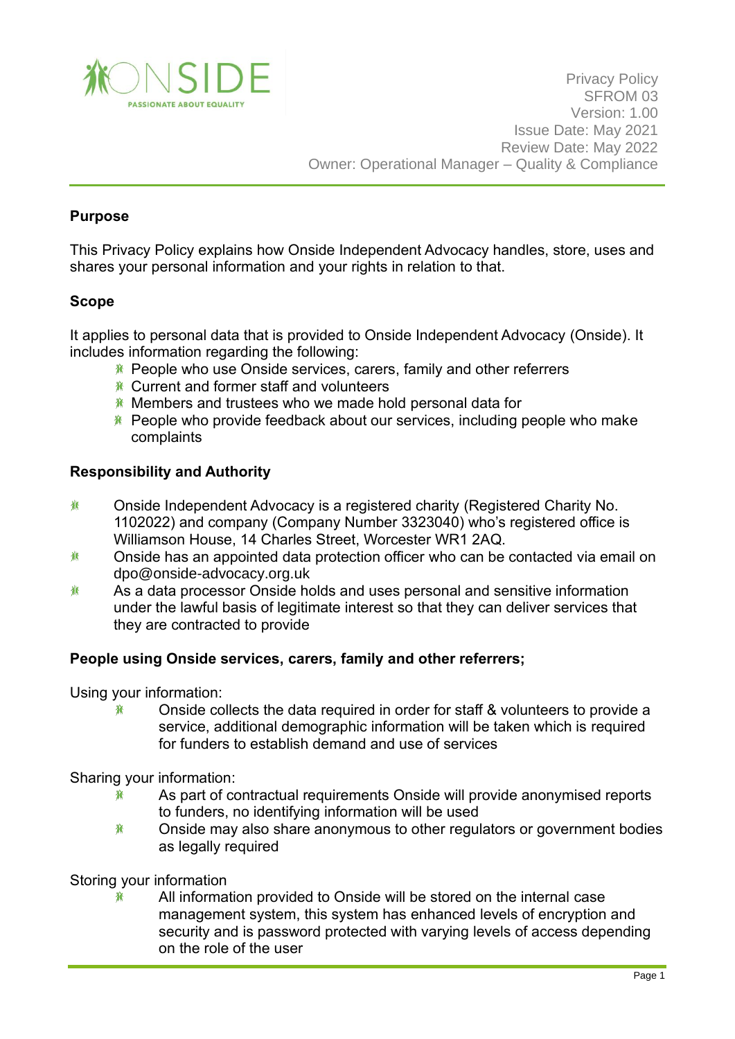Privacy Policy
SFROM 03
Version: 1.00
Issue Date: May 2021
Review Date: May 2022
Owner: Operational Manager – Quality & Compliance

**Purpose**

This Privacy Policy explains how Onside Independent Advocacy handles, store, uses and shares your personal information and your rights in relation to that.

**Scope**

It applies to personal data that is provided to Onside Independent Advocacy (Onside). It includes information regarding the following:

- People who use Onside services, carers, family and other referrers
- Current and former staff and volunteers
- Members and trustees who we made hold personal data for
- People who provide feedback about our services, including people who make complaints

**Responsibility and Authority**

- Onside Independent Advocacy is a registered charity (Registered Charity No. 1102022) and company (Company Number 3323040) who's registered office is Williamson House, 14 Charles Street, Worcester WR1 2AQ.
- Onside has an appointed data protection officer who can be contacted via email on dpo@onside-advocacy.org.uk
- As a data processor Onside holds and uses personal and sensitive information under the lawful basis of legitimate interest so that they can deliver services that they are contracted to provide

**People using Onside services, carers, family and other referrers;**

Using your information:

- Onside collects the data required in order for staff & volunteers to provide a service, additional demographic information will be taken which is required for funders to establish demand and use of services

Sharing your information:

- As part of contractual requirements Onside will provide anonymised reports to funders, no identifying information will be used
- Onside may also share anonymous to other regulators or government bodies as legally required

Storing your information

- All information provided to Onside will be stored on the internal case management system, this system has enhanced levels of encryption and security and is password protected with varying levels of access depending on the role of the user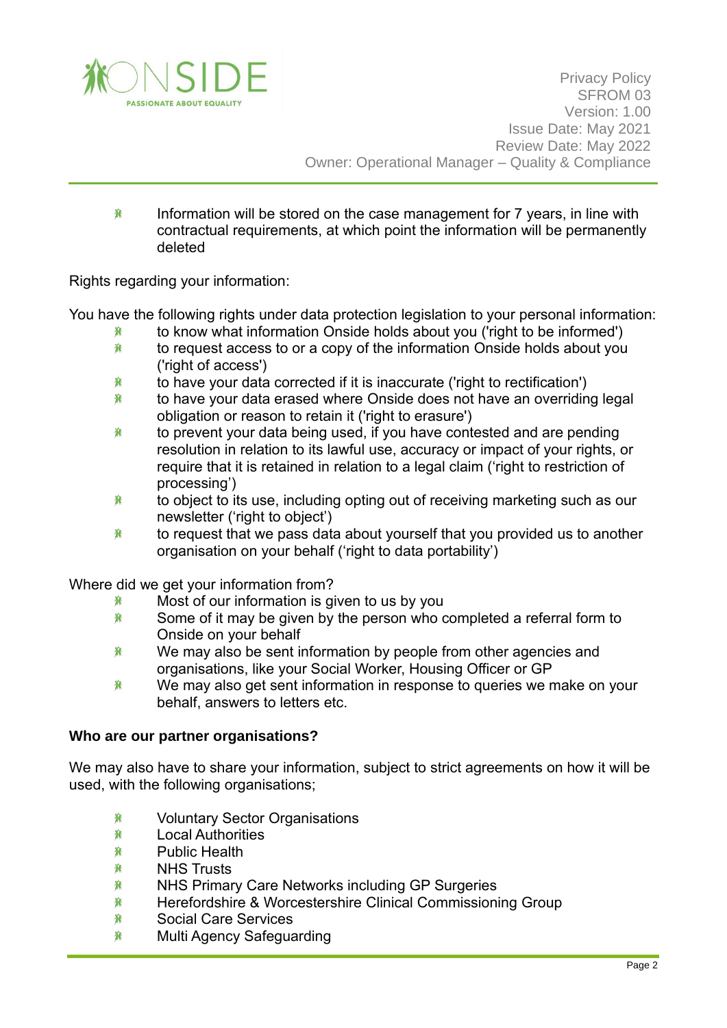- Information will be stored on the case management for 7 years, in line with contractual requirements, at which point the information will be permanently deleted

Rights regarding your information:

You have the following rights under data protection legislation to your personal information:

- to know what information Onside holds about you ('right to be informed')
- to request access to or a copy of the information Onside holds about you ('right of access')
- to have your data corrected if it is inaccurate ('right to rectification')
- to have your data erased where Onside does not have an overriding legal obligation or reason to retain it ('right to erasure')
- to prevent your data being used, if you have contested and are pending resolution in relation to its lawful use, accuracy or impact of your rights, or require that it is retained in relation to a legal claim ('right to restriction of processing')
- to object to its use, including opting out of receiving marketing such as our newsletter ('right to object')
- to request that we pass data about yourself that you provided us to another organisation on your behalf ('right to data portability')

Where did we get your information from?

- Most of our information is given to us by you
- Some of it may be given by the person who completed a referral form to Onside on your behalf
- We may also be sent information by people from other agencies and organisations, like your Social Worker, Housing Officer or GP
- We may also get sent information in response to queries we make on your behalf, answers to letters etc.

**Who are our partner organisations?**

We may also have to share your information, subject to strict agreements on how it will be used, with the following organisations;

- Voluntary Sector Organisations
- Local Authorities
- Public Health
- NHS Trusts
- NHS Primary Care Networks including GP Surgeries
- Herefordshire & Worcestershire Clinical Commissioning Group
- Social Care Services
- Multi Agency Safeguarding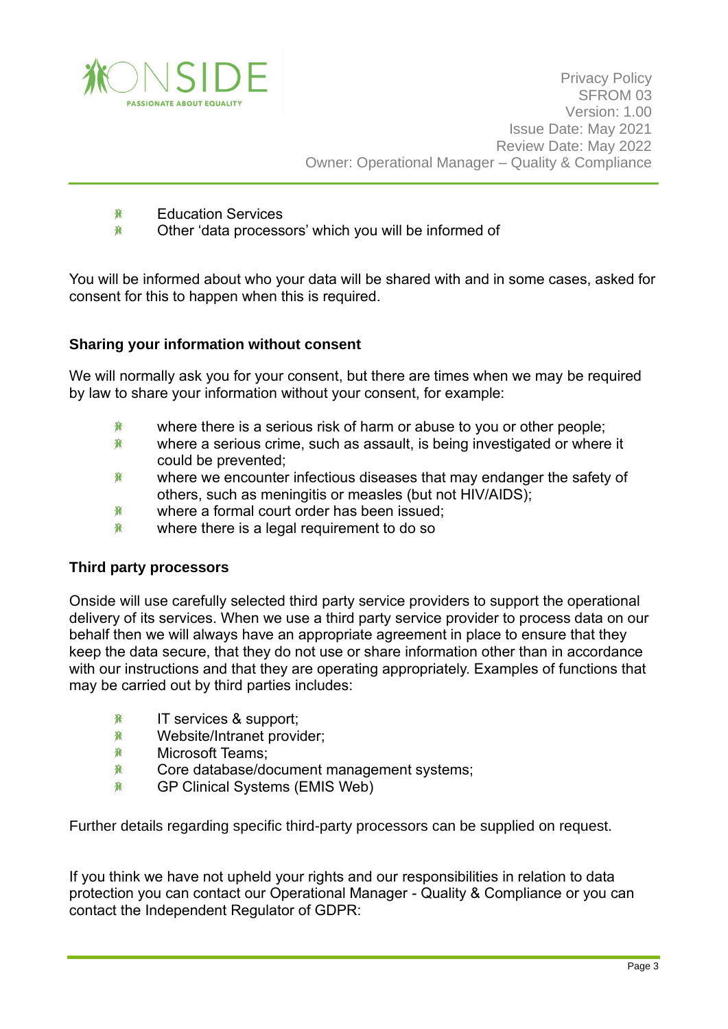- Education Services
- Other 'data processors' which you will be informed of

You will be informed about who your data will be shared with and in some cases, asked for consent for this to happen when this is required.

**Sharing your information without consent**

We will normally ask you for your consent, but there are times when we may be required by law to share your information without your consent, for example:

- where there is a serious risk of harm or abuse to you or other people;
- where a serious crime, such as assault, is being investigated or where it could be prevented;
- where we encounter infectious diseases that may endanger the safety of others, such as meningitis or measles (but not HIV/AIDS);
- where a formal court order has been issued;
- where there is a legal requirement to do so

**Third party processors**

Onside will use carefully selected third party service providers to support the operational delivery of its services. When we use a third party service provider to process data on our behalf then we will always have an appropriate agreement in place to ensure that they keep the data secure, that they do not use or share information other than in accordance with our instructions and that they are operating appropriately. Examples of functions that may be carried out by third parties includes:

- IT services & support;
- Website/Intranet provider;
- Microsoft Teams;
- Core database/document management systems;
- GP Clinical Systems (EMIS Web)

Further details regarding specific third-party processors can be supplied on request.

If you think we have not upheld your rights and our responsibilities in relation to data protection you can contact our Operational Manager - Quality & Compliance or you can contact the Independent Regulator of GDPR: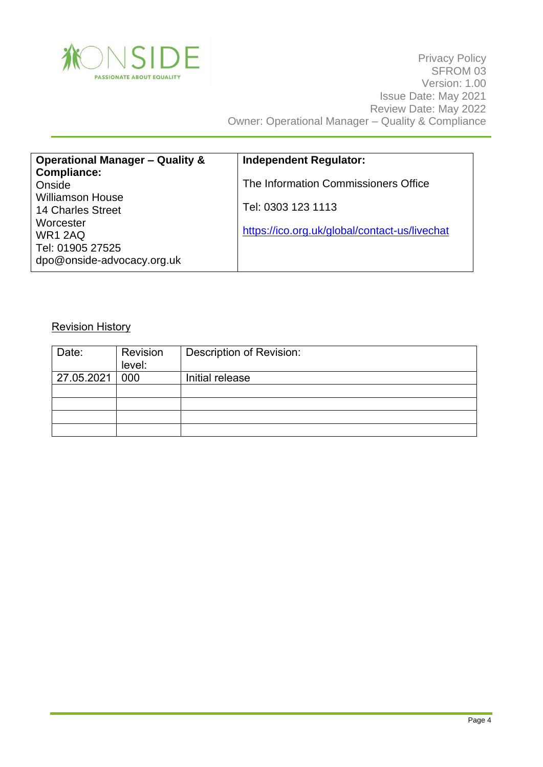| Operational Manager – Quality & Compliance: | Independent Regulator: |
|---|---|
| Onside<br>Williamson House<br>14 Charles Street<br>Worcester<br>WR1 2AQ<br>Tel: 01905 27525<br>dpo@onside-advocacy.org.uk | The Information Commissioners Office<br><br>Tel: 0303 123 1113<br><br>https://ico.org.uk/global/contact-us/livechat |

Revision History

| Date: | Revision level: | Description of Revision: |
|---|---|---|
| 27.05.2021 | 000 | Initial release |
| | | |
| | | |
| | | |
| | | |